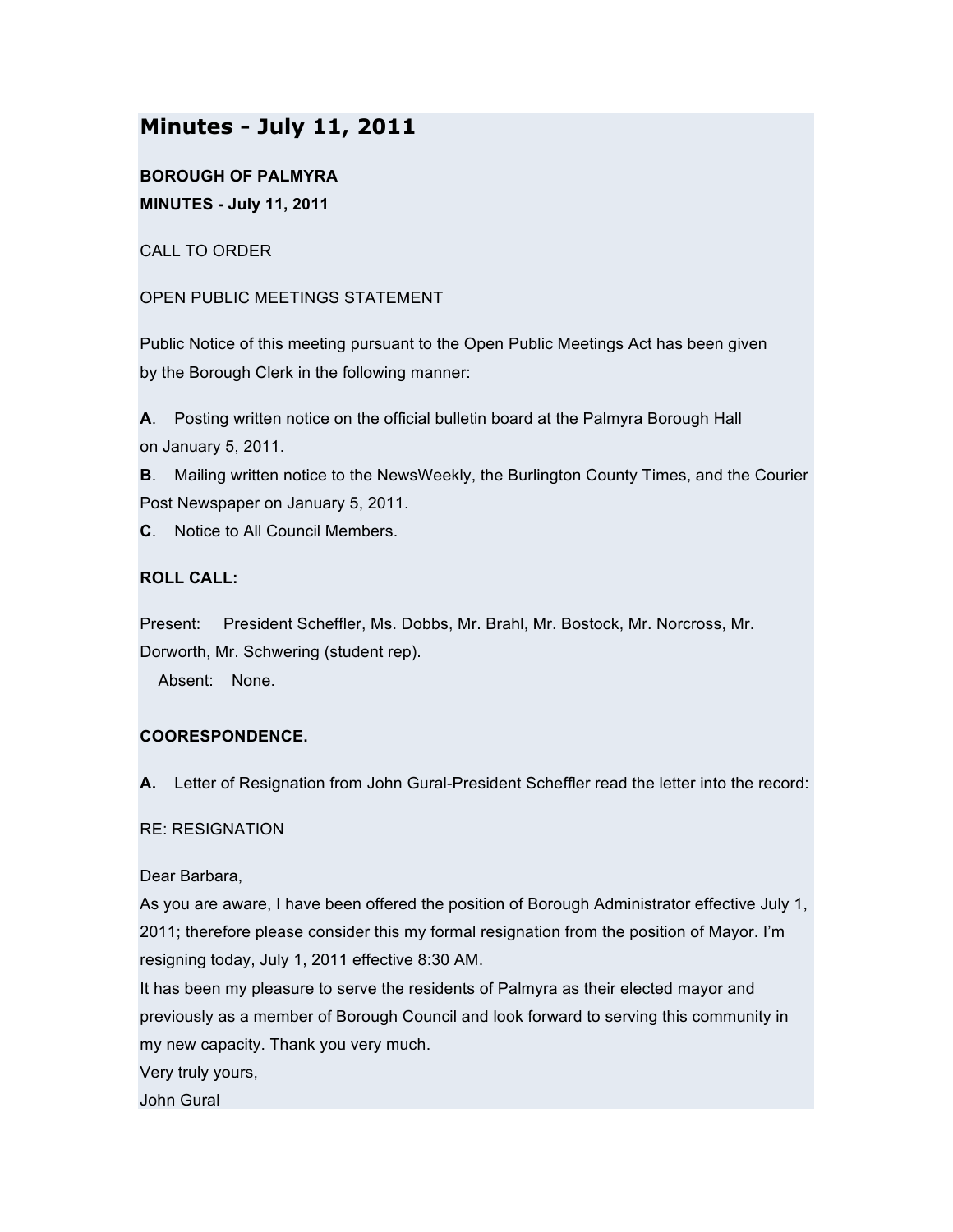# Minutes - July 11, 2011

**BOROUGH OF PALMYRA**
**MINUTES - July 11, 2011**

CALL TO ORDER

OPEN PUBLIC MEETINGS STATEMENT

Public Notice of this meeting pursuant to the Open Public Meetings Act has been given by the Borough Clerk in the following manner:

**A**. Posting written notice on the official bulletin board at the Palmyra Borough Hall on January 5, 2011.
**B**. Mailing written notice to the NewsWeekly, the Burlington County Times, and the Courier Post Newspaper on January 5, 2011.
**C**. Notice to All Council Members.

**ROLL CALL:**

Present: President Scheffler, Ms. Dobbs, Mr. Brahl, Mr. Bostock, Mr. Norcross, Mr. Dorworth, Mr. Schwering (student rep).
Absent: None.

**COORESPONDENCE.**

**A.** Letter of Resignation from John Gural-President Scheffler read the letter into the record:

RE: RESIGNATION

Dear Barbara,
As you are aware, I have been offered the position of Borough Administrator effective July 1, 2011; therefore please consider this my formal resignation from the position of Mayor. I'm resigning today, July 1, 2011 effective 8:30 AM.
It has been my pleasure to serve the residents of Palmyra as their elected mayor and previously as a member of Borough Council and look forward to serving this community in my new capacity. Thank you very much.
Very truly yours,
John Gural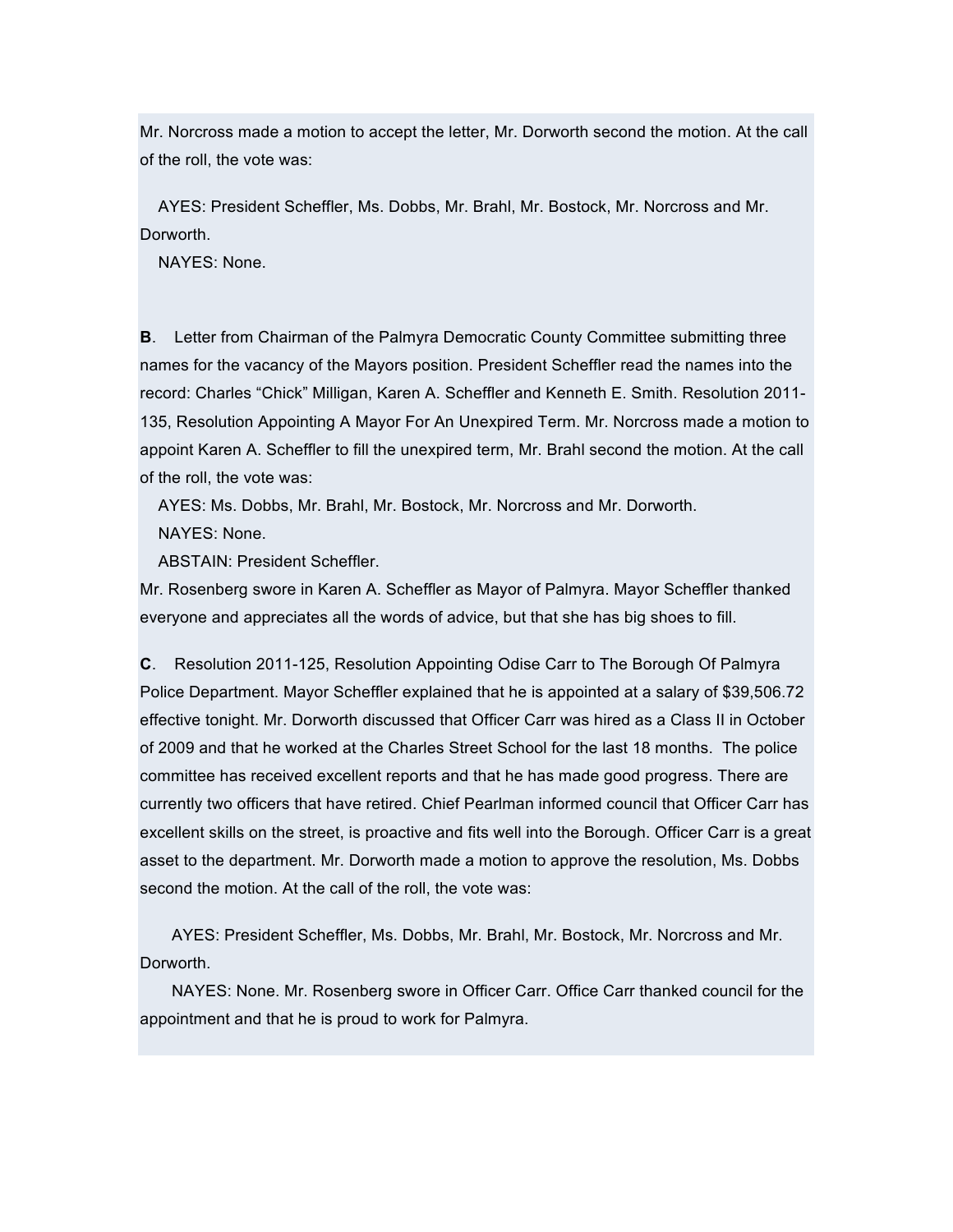Mr. Norcross made a motion to accept the letter, Mr. Dorworth second the motion. At the call of the roll, the vote was:

AYES: President Scheffler, Ms. Dobbs, Mr. Brahl, Mr. Bostock, Mr. Norcross and Mr. Dorworth.
NAYES: None.

**B**. Letter from Chairman of the Palmyra Democratic County Committee submitting three names for the vacancy of the Mayors position. President Scheffler read the names into the record: Charles "Chick" Milligan, Karen A. Scheffler and Kenneth E. Smith. Resolution 2011-135, Resolution Appointing A Mayor For An Unexpired Term. Mr. Norcross made a motion to appoint Karen A. Scheffler to fill the unexpired term, Mr. Brahl second the motion. At the call of the roll, the vote was:

AYES: Ms. Dobbs, Mr. Brahl, Mr. Bostock, Mr. Norcross and Mr. Dorworth.
NAYES: None.
ABSTAIN: President Scheffler.

Mr. Rosenberg swore in Karen A. Scheffler as Mayor of Palmyra. Mayor Scheffler thanked everyone and appreciates all the words of advice, but that she has big shoes to fill.

**C**. Resolution 2011-125, Resolution Appointing Odise Carr to The Borough Of Palmyra Police Department. Mayor Scheffler explained that he is appointed at a salary of $39,506.72 effective tonight. Mr. Dorworth discussed that Officer Carr was hired as a Class II in October of 2009 and that he worked at the Charles Street School for the last 18 months. The police committee has received excellent reports and that he has made good progress. There are currently two officers that have retired. Chief Pearlman informed council that Officer Carr has excellent skills on the street, is proactive and fits well into the Borough. Officer Carr is a great asset to the department. Mr. Dorworth made a motion to approve the resolution, Ms. Dobbs second the motion. At the call of the roll, the vote was:

AYES: President Scheffler, Ms. Dobbs, Mr. Brahl, Mr. Bostock, Mr. Norcross and Mr. Dorworth.
NAYES: None. Mr. Rosenberg swore in Officer Carr. Office Carr thanked council for the appointment and that he is proud to work for Palmyra.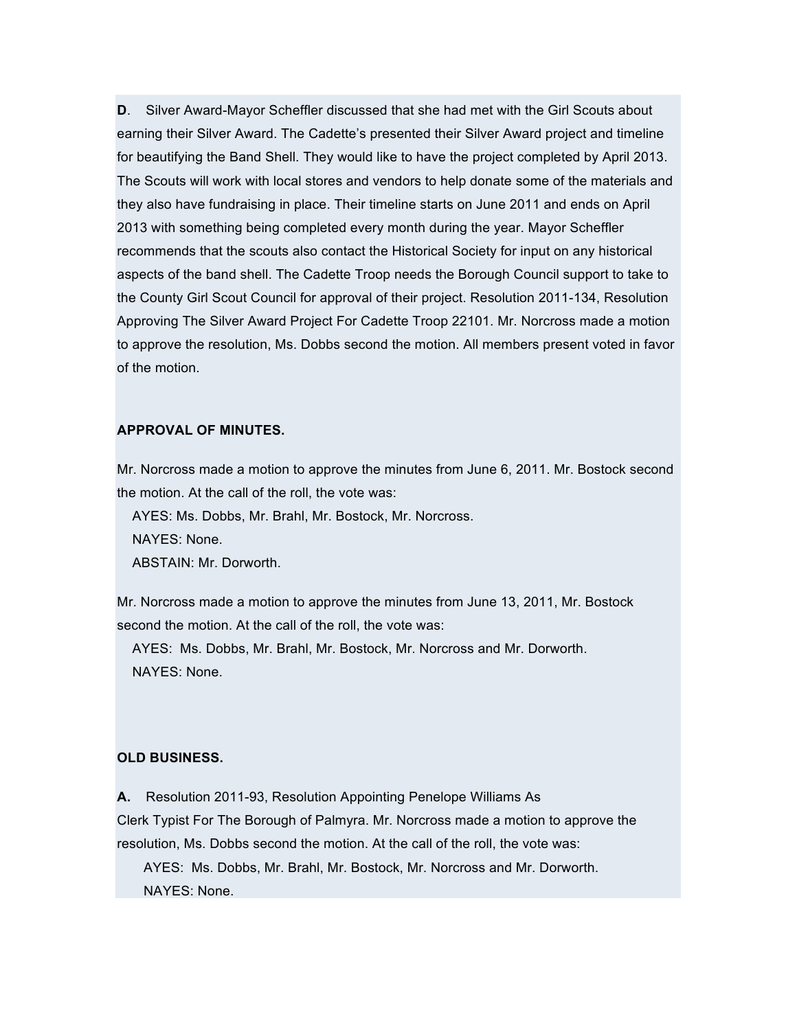**D**. Silver Award-Mayor Scheffler discussed that she had met with the Girl Scouts about earning their Silver Award. The Cadette's presented their Silver Award project and timeline for beautifying the Band Shell. They would like to have the project completed by April 2013. The Scouts will work with local stores and vendors to help donate some of the materials and they also have fundraising in place. Their timeline starts on June 2011 and ends on April 2013 with something being completed every month during the year. Mayor Scheffler recommends that the scouts also contact the Historical Society for input on any historical aspects of the band shell. The Cadette Troop needs the Borough Council support to take to the County Girl Scout Council for approval of their project. Resolution 2011-134, Resolution Approving The Silver Award Project For Cadette Troop 22101. Mr. Norcross made a motion to approve the resolution, Ms. Dobbs second the motion. All members present voted in favor of the motion.

**APPROVAL OF MINUTES.**

Mr. Norcross made a motion to approve the minutes from June 6, 2011. Mr. Bostock second the motion. At the call of the roll, the vote was:

AYES: Ms. Dobbs, Mr. Brahl, Mr. Bostock, Mr. Norcross.
NAYES: None.
ABSTAIN: Mr. Dorworth.

Mr. Norcross made a motion to approve the minutes from June 13, 2011, Mr. Bostock second the motion. At the call of the roll, the vote was:

AYES: Ms. Dobbs, Mr. Brahl, Mr. Bostock, Mr. Norcross and Mr. Dorworth.
NAYES: None.

**OLD BUSINESS.**

**A.** Resolution 2011-93, Resolution Appointing Penelope Williams As Clerk Typist For The Borough of Palmyra. Mr. Norcross made a motion to approve the resolution, Ms. Dobbs second the motion. At the call of the roll, the vote was:

AYES: Ms. Dobbs, Mr. Brahl, Mr. Bostock, Mr. Norcross and Mr. Dorworth.
NAYES: None.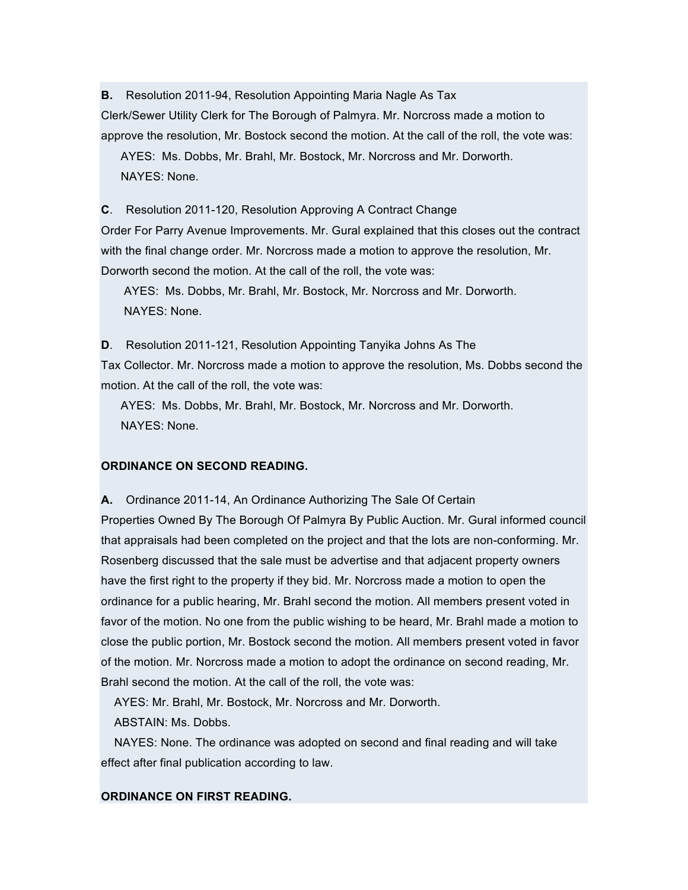**B.** Resolution 2011-94, Resolution Appointing Maria Nagle As Tax Clerk/Sewer Utility Clerk for The Borough of Palmyra. Mr. Norcross made a motion to approve the resolution, Mr. Bostock second the motion. At the call of the roll, the vote was:

AYES: Ms. Dobbs, Mr. Brahl, Mr. Bostock, Mr. Norcross and Mr. Dorworth.

NAYES: None.

**C**. Resolution 2011-120, Resolution Approving A Contract Change Order For Parry Avenue Improvements. Mr. Gural explained that this closes out the contract with the final change order. Mr. Norcross made a motion to approve the resolution, Mr. Dorworth second the motion. At the call of the roll, the vote was:

AYES: Ms. Dobbs, Mr. Brahl, Mr. Bostock, Mr. Norcross and Mr. Dorworth.

NAYES: None.

**D**. Resolution 2011-121, Resolution Appointing Tanyika Johns As The Tax Collector. Mr. Norcross made a motion to approve the resolution, Ms. Dobbs second the motion. At the call of the roll, the vote was:

AYES: Ms. Dobbs, Mr. Brahl, Mr. Bostock, Mr. Norcross and Mr. Dorworth.

NAYES: None.

**ORDINANCE ON SECOND READING.**

**A.** Ordinance 2011-14, An Ordinance Authorizing The Sale Of Certain Properties Owned By The Borough Of Palmyra By Public Auction. Mr. Gural informed council that appraisals had been completed on the project and that the lots are non-conforming. Mr. Rosenberg discussed that the sale must be advertise and that adjacent property owners have the first right to the property if they bid. Mr. Norcross made a motion to open the ordinance for a public hearing, Mr. Brahl second the motion. All members present voted in favor of the motion. No one from the public wishing to be heard, Mr. Brahl made a motion to close the public portion, Mr. Bostock second the motion. All members present voted in favor of the motion. Mr. Norcross made a motion to adopt the ordinance on second reading, Mr. Brahl second the motion. At the call of the roll, the vote was:

AYES: Mr. Brahl, Mr. Bostock, Mr. Norcross and Mr. Dorworth.

ABSTAIN: Ms. Dobbs.

NAYES: None. The ordinance was adopted on second and final reading and will take effect after final publication according to law.

**ORDINANCE ON FIRST READING.**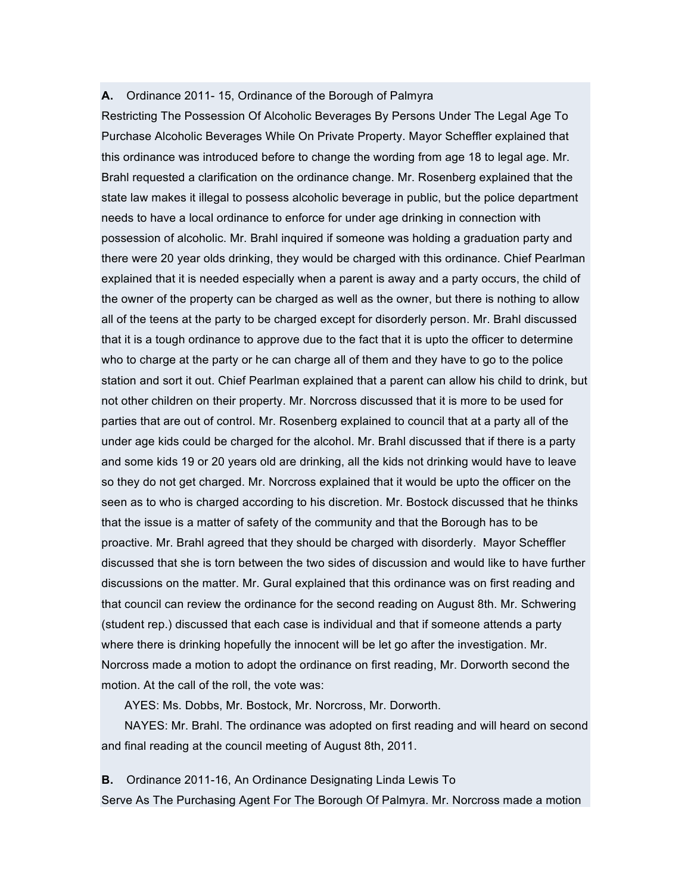**A.** Ordinance 2011- 15, Ordinance of the Borough of Palmyra Restricting The Possession Of Alcoholic Beverages By Persons Under The Legal Age To Purchase Alcoholic Beverages While On Private Property. Mayor Scheffler explained that this ordinance was introduced before to change the wording from age 18 to legal age. Mr. Brahl requested a clarification on the ordinance change. Mr. Rosenberg explained that the state law makes it illegal to possess alcoholic beverage in public, but the police department needs to have a local ordinance to enforce for under age drinking in connection with possession of alcoholic. Mr. Brahl inquired if someone was holding a graduation party and there were 20 year olds drinking, they would be charged with this ordinance. Chief Pearlman explained that it is needed especially when a parent is away and a party occurs, the child of the owner of the property can be charged as well as the owner, but there is nothing to allow all of the teens at the party to be charged except for disorderly person. Mr. Brahl discussed that it is a tough ordinance to approve due to the fact that it is upto the officer to determine who to charge at the party or he can charge all of them and they have to go to the police station and sort it out. Chief Pearlman explained that a parent can allow his child to drink, but not other children on their property. Mr. Norcross discussed that it is more to be used for parties that are out of control. Mr. Rosenberg explained to council that at a party all of the under age kids could be charged for the alcohol. Mr. Brahl discussed that if there is a party and some kids 19 or 20 years old are drinking, all the kids not drinking would have to leave so they do not get charged. Mr. Norcross explained that it would be upto the officer on the seen as to who is charged according to his discretion. Mr. Bostock discussed that he thinks that the issue is a matter of safety of the community and that the Borough has to be proactive. Mr. Brahl agreed that they should be charged with disorderly. Mayor Scheffler discussed that she is torn between the two sides of discussion and would like to have further discussions on the matter. Mr. Gural explained that this ordinance was on first reading and that council can review the ordinance for the second reading on August 8th. Mr. Schwering (student rep.) discussed that each case is individual and that if someone attends a party where there is drinking hopefully the innocent will be let go after the investigation. Mr. Norcross made a motion to adopt the ordinance on first reading, Mr. Dorworth second the motion. At the call of the roll, the vote was:

AYES: Ms. Dobbs, Mr. Bostock, Mr. Norcross, Mr. Dorworth.

NAYES: Mr. Brahl. The ordinance was adopted on first reading and will heard on second and final reading at the council meeting of August 8th, 2011.

**B.** Ordinance 2011-16, An Ordinance Designating Linda Lewis To Serve As The Purchasing Agent For The Borough Of Palmyra. Mr. Norcross made a motion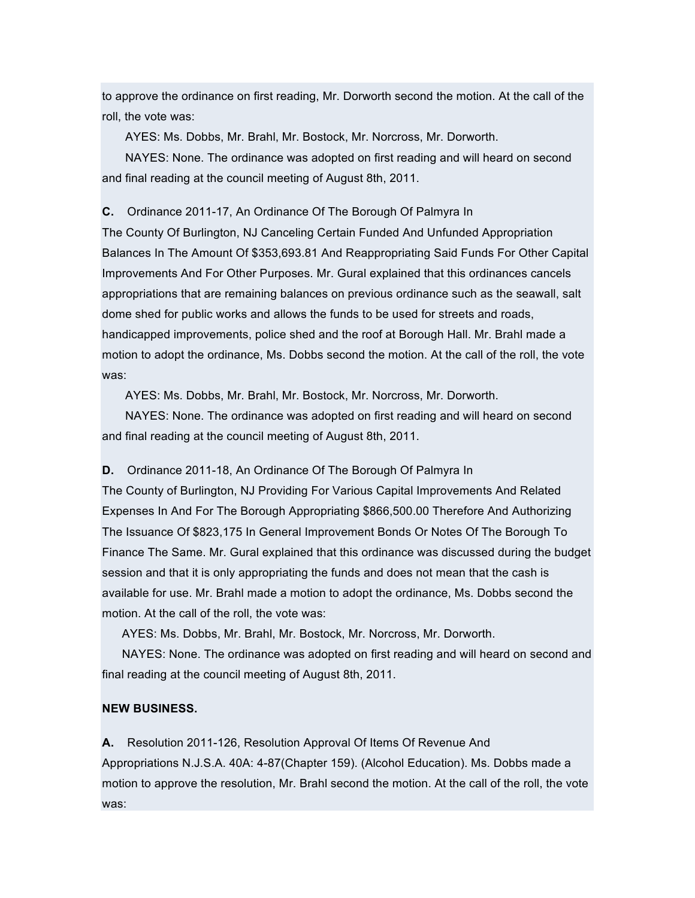to approve the ordinance on first reading, Mr. Dorworth second the motion. At the call of the roll, the vote was:

AYES: Ms. Dobbs, Mr. Brahl, Mr. Bostock, Mr. Norcross, Mr. Dorworth.

NAYES: None. The ordinance was adopted on first reading and will heard on second and final reading at the council meeting of August 8th, 2011.

**C.** Ordinance 2011-17, An Ordinance Of The Borough Of Palmyra In The County Of Burlington, NJ Canceling Certain Funded And Unfunded Appropriation Balances In The Amount Of $353,693.81 And Reappropriating Said Funds For Other Capital Improvements And For Other Purposes. Mr. Gural explained that this ordinances cancels appropriations that are remaining balances on previous ordinance such as the seawall, salt dome shed for public works and allows the funds to be used for streets and roads, handicapped improvements, police shed and the roof at Borough Hall. Mr. Brahl made a motion to adopt the ordinance, Ms. Dobbs second the motion. At the call of the roll, the vote was:

AYES: Ms. Dobbs, Mr. Brahl, Mr. Bostock, Mr. Norcross, Mr. Dorworth.

NAYES: None. The ordinance was adopted on first reading and will heard on second and final reading at the council meeting of August 8th, 2011.

**D.** Ordinance 2011-18, An Ordinance Of The Borough Of Palmyra In The County of Burlington, NJ Providing For Various Capital Improvements And Related Expenses In And For The Borough Appropriating $866,500.00 Therefore And Authorizing The Issuance Of $823,175 In General Improvement Bonds Or Notes Of The Borough To Finance The Same. Mr. Gural explained that this ordinance was discussed during the budget session and that it is only appropriating the funds and does not mean that the cash is available for use. Mr. Brahl made a motion to adopt the ordinance, Ms. Dobbs second the motion. At the call of the roll, the vote was:

AYES: Ms. Dobbs, Mr. Brahl, Mr. Bostock, Mr. Norcross, Mr. Dorworth.

NAYES: None. The ordinance was adopted on first reading and will heard on second and final reading at the council meeting of August 8th, 2011.

**NEW BUSINESS.**

**A.** Resolution 2011-126, Resolution Approval Of Items Of Revenue And Appropriations N.J.S.A. 40A: 4-87(Chapter 159). (Alcohol Education). Ms. Dobbs made a motion to approve the resolution, Mr. Brahl second the motion. At the call of the roll, the vote was: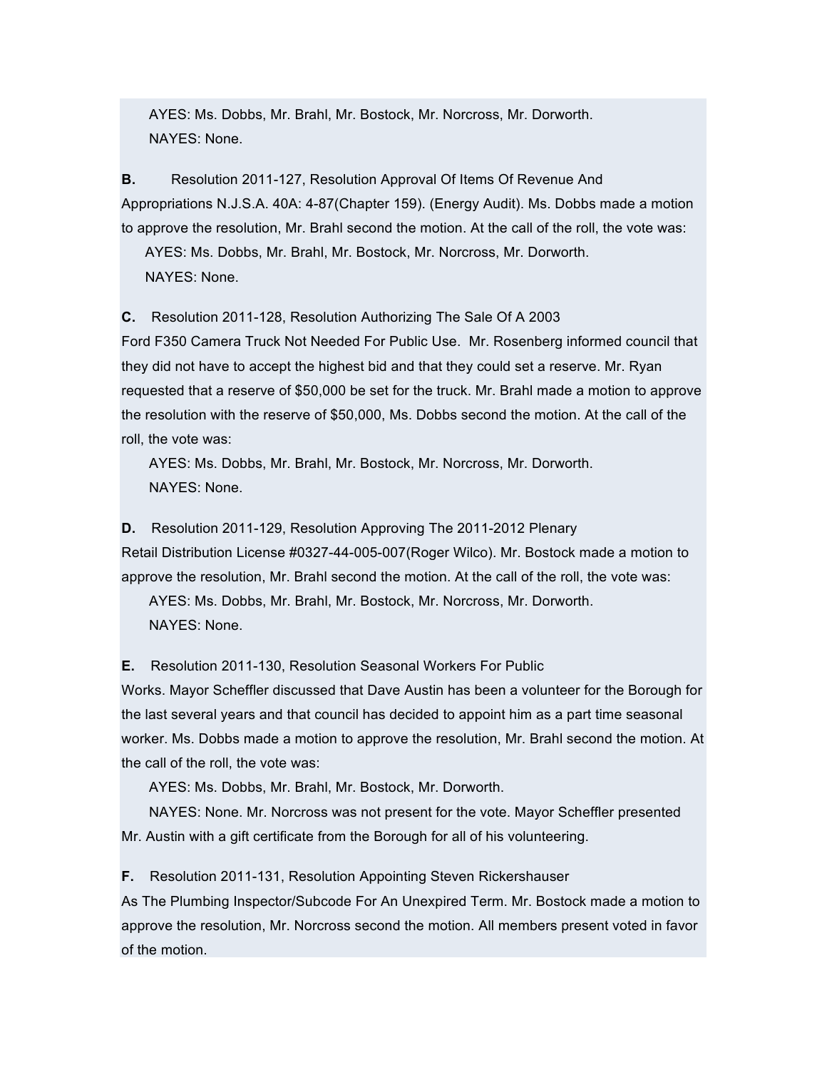AYES: Ms. Dobbs, Mr. Brahl, Mr. Bostock, Mr. Norcross, Mr. Dorworth.
NAYES: None.

**B.** Resolution 2011-127, Resolution Approval Of Items Of Revenue And Appropriations N.J.S.A. 40A: 4-87(Chapter 159). (Energy Audit). Ms. Dobbs made a motion to approve the resolution, Mr. Brahl second the motion. At the call of the roll, the vote was:
AYES: Ms. Dobbs, Mr. Brahl, Mr. Bostock, Mr. Norcross, Mr. Dorworth.
NAYES: None.

**C.** Resolution 2011-128, Resolution Authorizing The Sale Of A 2003 Ford F350 Camera Truck Not Needed For Public Use. Mr. Rosenberg informed council that they did not have to accept the highest bid and that they could set a reserve. Mr. Ryan requested that a reserve of $50,000 be set for the truck. Mr. Brahl made a motion to approve the resolution with the reserve of $50,000, Ms. Dobbs second the motion. At the call of the roll, the vote was:
AYES: Ms. Dobbs, Mr. Brahl, Mr. Bostock, Mr. Norcross, Mr. Dorworth.
NAYES: None.

**D.** Resolution 2011-129, Resolution Approving The 2011-2012 Plenary Retail Distribution License #0327-44-005-007(Roger Wilco). Mr. Bostock made a motion to approve the resolution, Mr. Brahl second the motion. At the call of the roll, the vote was:
AYES: Ms. Dobbs, Mr. Brahl, Mr. Bostock, Mr. Norcross, Mr. Dorworth.
NAYES: None.

**E.** Resolution 2011-130, Resolution Seasonal Workers For Public Works. Mayor Scheffler discussed that Dave Austin has been a volunteer for the Borough for the last several years and that council has decided to appoint him as a part time seasonal worker. Ms. Dobbs made a motion to approve the resolution, Mr. Brahl second the motion. At the call of the roll, the vote was:
AYES: Ms. Dobbs, Mr. Brahl, Mr. Bostock, Mr. Dorworth.
NAYES: None. Mr. Norcross was not present for the vote. Mayor Scheffler presented Mr. Austin with a gift certificate from the Borough for all of his volunteering.

**F.** Resolution 2011-131, Resolution Appointing Steven Rickershauser As The Plumbing Inspector/Subcode For An Unexpired Term. Mr. Bostock made a motion to approve the resolution, Mr. Norcross second the motion. All members present voted in favor of the motion.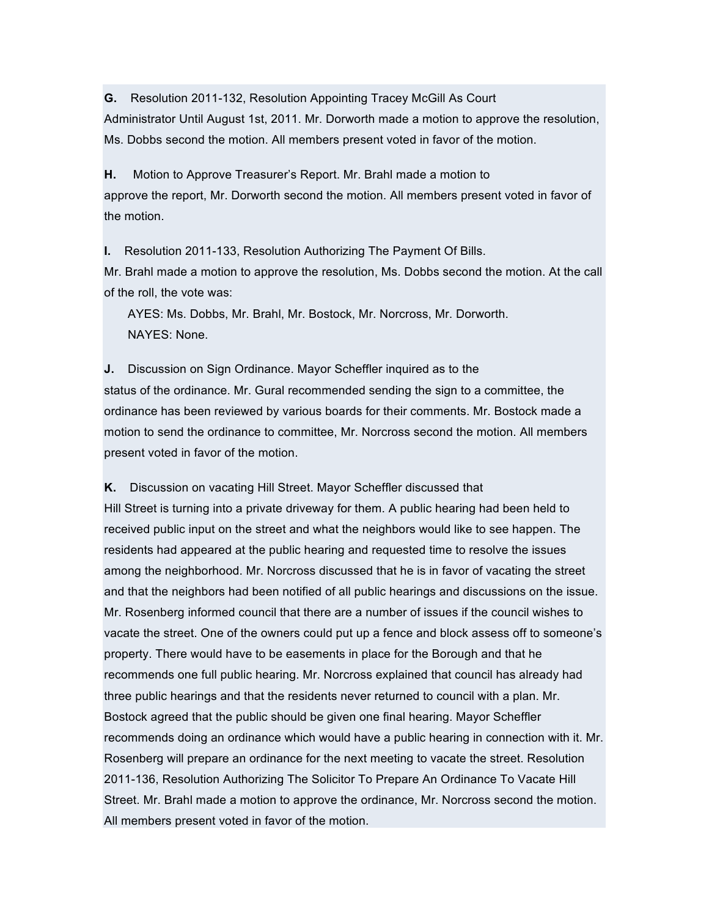**G.** Resolution 2011-132, Resolution Appointing Tracey McGill As Court Administrator Until August 1st, 2011. Mr. Dorworth made a motion to approve the resolution, Ms. Dobbs second the motion. All members present voted in favor of the motion.

**H.** Motion to Approve Treasurer's Report. Mr. Brahl made a motion to approve the report, Mr. Dorworth second the motion. All members present voted in favor of the motion.

**I.** Resolution 2011-133, Resolution Authorizing The Payment Of Bills. Mr. Brahl made a motion to approve the resolution, Ms. Dobbs second the motion. At the call of the roll, the vote was:

AYES: Ms. Dobbs, Mr. Brahl, Mr. Bostock, Mr. Norcross, Mr. Dorworth.
NAYES: None.

**J.** Discussion on Sign Ordinance. Mayor Scheffler inquired as to the status of the ordinance. Mr. Gural recommended sending the sign to a committee, the ordinance has been reviewed by various boards for their comments. Mr. Bostock made a motion to send the ordinance to committee, Mr. Norcross second the motion. All members present voted in favor of the motion.

**K.** Discussion on vacating Hill Street. Mayor Scheffler discussed that Hill Street is turning into a private driveway for them. A public hearing had been held to received public input on the street and what the neighbors would like to see happen. The residents had appeared at the public hearing and requested time to resolve the issues among the neighborhood. Mr. Norcross discussed that he is in favor of vacating the street and that the neighbors had been notified of all public hearings and discussions on the issue. Mr. Rosenberg informed council that there are a number of issues if the council wishes to vacate the street. One of the owners could put up a fence and block assess off to someone's property. There would have to be easements in place for the Borough and that he recommends one full public hearing. Mr. Norcross explained that council has already had three public hearings and that the residents never returned to council with a plan. Mr. Bostock agreed that the public should be given one final hearing. Mayor Scheffler recommends doing an ordinance which would have a public hearing in connection with it. Mr. Rosenberg will prepare an ordinance for the next meeting to vacate the street. Resolution 2011-136, Resolution Authorizing The Solicitor To Prepare An Ordinance To Vacate Hill Street. Mr. Brahl made a motion to approve the ordinance, Mr. Norcross second the motion. All members present voted in favor of the motion.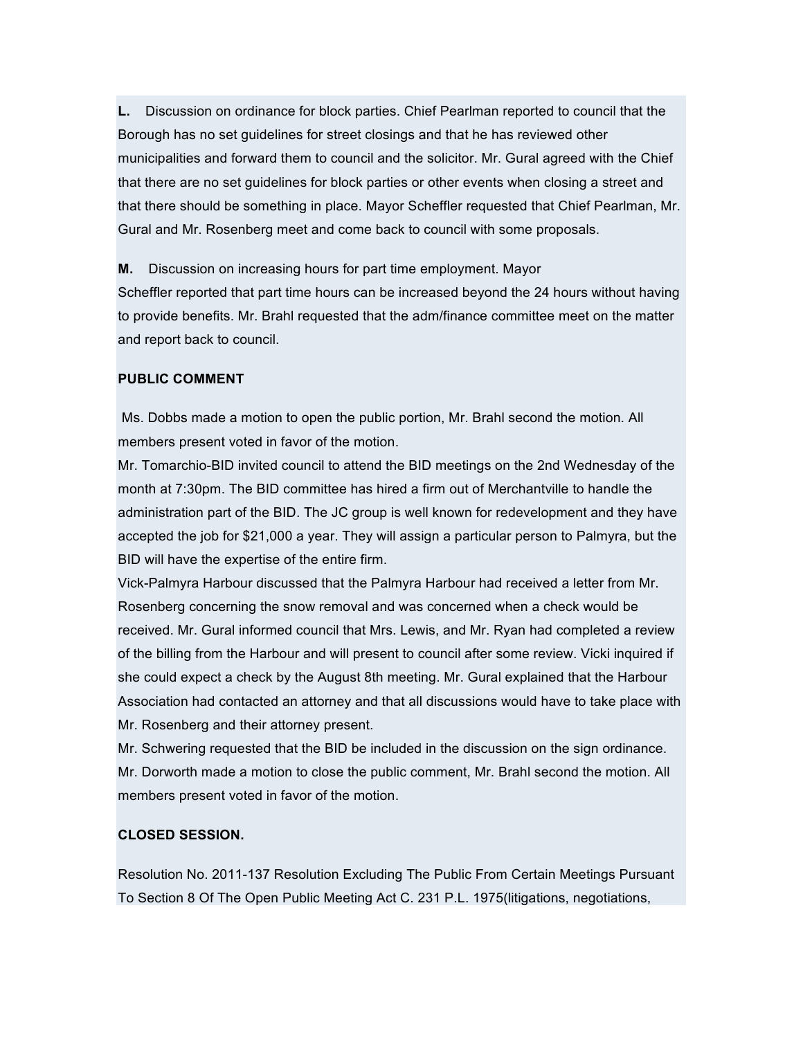**L.** Discussion on ordinance for block parties. Chief Pearlman reported to council that the Borough has no set guidelines for street closings and that he has reviewed other municipalities and forward them to council and the solicitor. Mr. Gural agreed with the Chief that there are no set guidelines for block parties or other events when closing a street and that there should be something in place. Mayor Scheffler requested that Chief Pearlman, Mr. Gural and Mr. Rosenberg meet and come back to council with some proposals.

**M.** Discussion on increasing hours for part time employment. Mayor Scheffler reported that part time hours can be increased beyond the 24 hours without having to provide benefits. Mr. Brahl requested that the adm/finance committee meet on the matter and report back to council.

**PUBLIC COMMENT**

Ms. Dobbs made a motion to open the public portion, Mr. Brahl second the motion. All members present voted in favor of the motion.

Mr. Tomarchio-BID invited council to attend the BID meetings on the 2nd Wednesday of the month at 7:30pm. The BID committee has hired a firm out of Merchantville to handle the administration part of the BID. The JC group is well known for redevelopment and they have accepted the job for $21,000 a year. They will assign a particular person to Palmyra, but the BID will have the expertise of the entire firm.

Vick-Palmyra Harbour discussed that the Palmyra Harbour had received a letter from Mr. Rosenberg concerning the snow removal and was concerned when a check would be received. Mr. Gural informed council that Mrs. Lewis, and Mr. Ryan had completed a review of the billing from the Harbour and will present to council after some review. Vicki inquired if she could expect a check by the August 8th meeting. Mr. Gural explained that the Harbour Association had contacted an attorney and that all discussions would have to take place with Mr. Rosenberg and their attorney present.

Mr. Schwering requested that the BID be included in the discussion on the sign ordinance.

Mr. Dorworth made a motion to close the public comment, Mr. Brahl second the motion. All members present voted in favor of the motion.

**CLOSED SESSION.**

Resolution No. 2011-137 Resolution Excluding The Public From Certain Meetings Pursuant To Section 8 Of The Open Public Meeting Act C. 231 P.L. 1975(litigations, negotiations,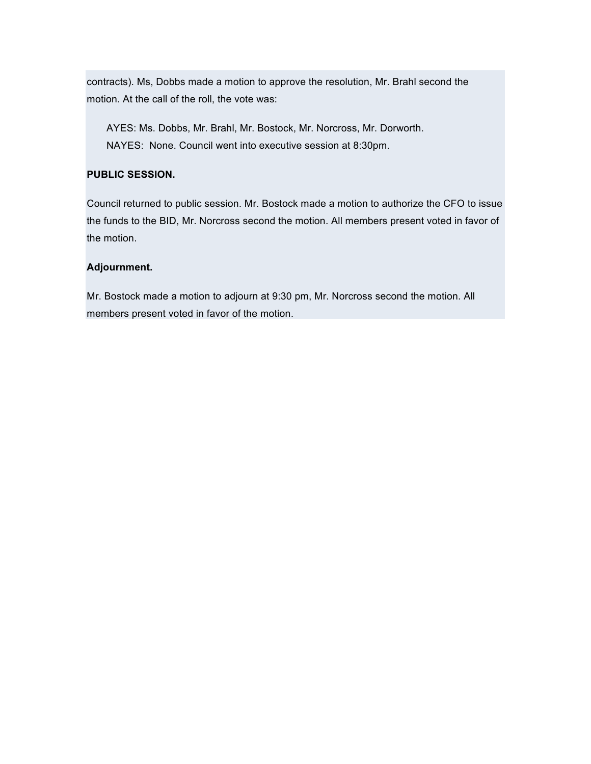contracts). Ms, Dobbs made a motion to approve the resolution, Mr. Brahl second the motion. At the call of the roll, the vote was:

AYES: Ms. Dobbs, Mr. Brahl, Mr. Bostock, Mr. Norcross, Mr. Dorworth.
NAYES: None. Council went into executive session at 8:30pm.

**PUBLIC SESSION.**

Council returned to public session. Mr. Bostock made a motion to authorize the CFO to issue the funds to the BID, Mr. Norcross second the motion. All members present voted in favor of the motion.

**Adjournment.**

Mr. Bostock made a motion to adjourn at 9:30 pm, Mr. Norcross second the motion. All members present voted in favor of the motion.